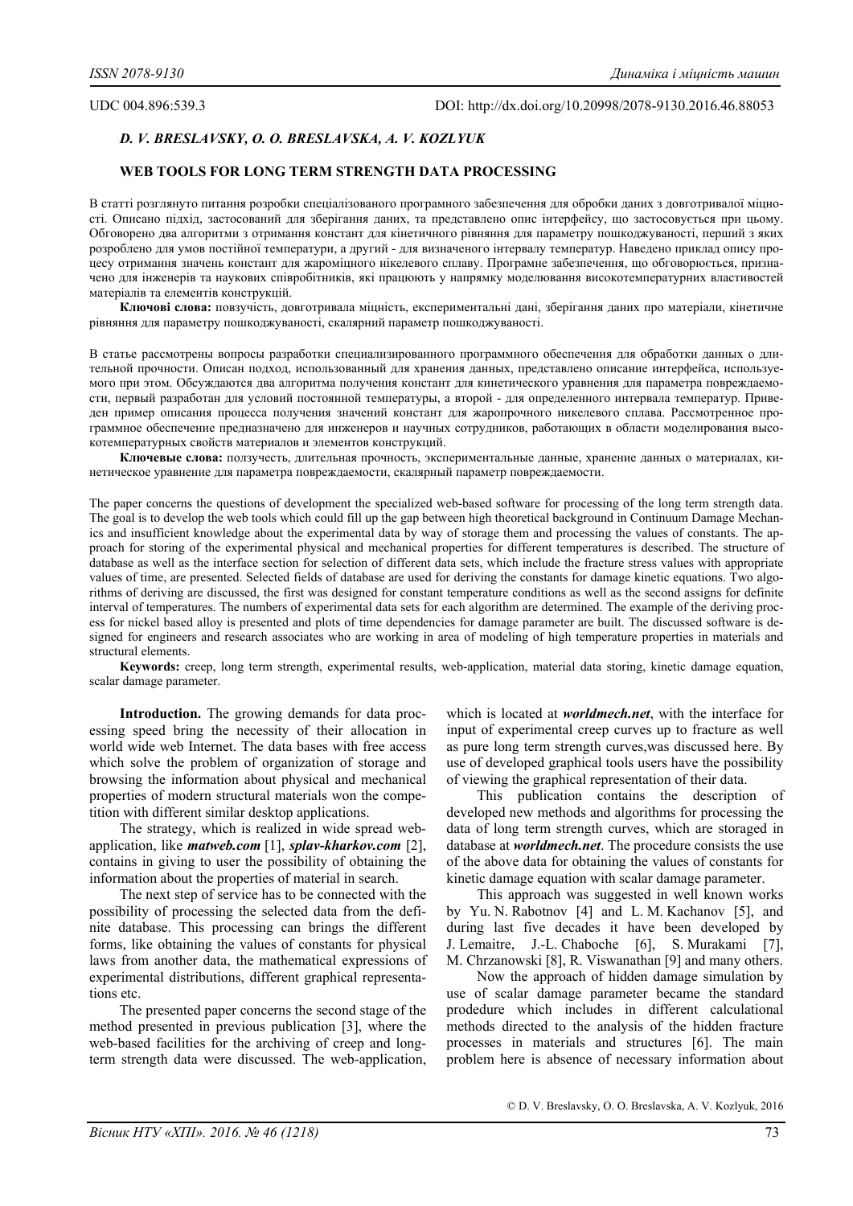UDC 004.896:539.3

DOI: http://dx.doi.org/10.20998/2078-9130.2016.46.88053

***D. V. BRESLAVSKY, O. O. BRESLAVSKA, A. V. KOZLYUK***

# WEB TOOLS FOR LONG TERM STRENGTH DATA PROCESSING

В статті розглянуто питання розробки спеціалізованого програмного забезпечення для обробки даних з довготривалої міцності. Описано підхід, застосований для зберігання даних, та представлено опис інтерфейсу, що застосовується при цьому. Обговорено два алгоритми з отримання констант для кінетичного рівняння для параметру пошкоджуваності, перший з яких розроблено для умов постійної температури, а другий - для визначеного інтервалу температур. Наведено приклад опису процесу отримання значень констант для жароміцного нікелевого сплаву. Програмне забезпечення, що обговорюється, призначено для інженерів та наукових співробітників, які працюють у напрямку моделювання високотемпературних властивостей матеріалів та елементів конструкцій.

**Ключові слова:** повзучість, довготривала міцність, експериментальні дані, зберігання даних про матеріали, кінетичне рівняння для параметру пошкоджуваності, скалярний параметр пошкоджуваності.

В статье рассмотрены вопросы разработки специализированного программного обеспечения для обработки данных о длительной прочности. Описан подход, использованный для хранения данных, представлено описание интерфейса, используемого при этом. Обсуждаются два алгоритма получения констант для кинетического уравнения для параметра повреждаемости, первый разработан для условий постоянной температуры, а второй - для определенного интервала температур. Приведен пример описания процесса получения значений констант для жаропрочного никелевого сплава. Рассмотренное программное обеспечение предназначено для инженеров и научных сотрудников, работающих в области моделирования высокотемпературных свойств материалов и элементов конструкций.

**Ключевые слова:** ползучесть, длительная прочность, экспериментальные данные, хранение данных о материалах, кинетическое уравнение для параметра повреждаемости, скалярный параметр повреждаемости.

The paper concerns the questions of development the specialized web-based software for processing of the long term strength data. The goal is to develop the web tools which could fill up the gap between high theoretical background in Continuum Damage Mechanics and insufficient knowledge about the experimental data by way of storage them and processing the values of constants. The approach for storing of the experimental physical and mechanical properties for different temperatures is described. The structure of database as well as the interface section for selection of different data sets, which include the fracture stress values with appropriate values of time, are presented. Selected fields of database are used for deriving the constants for damage kinetic equations. Two algorithms of deriving are discussed, the first was designed for constant temperature conditions as well as the second assigns for definite interval of temperatures. The numbers of experimental data sets for each algorithm are determined. The example of the deriving process for nickel based alloy is presented and plots of time dependencies for damage parameter are built. The discussed software is designed for engineers and research associates who are working in area of modeling of high temperature properties in materials and structural elements.

**Keywords:** creep, long term strength, experimental results, web-application, material data storing, kinetic damage equation, scalar damage parameter.

**Introduction.** The growing demands for data processing speed bring the necessity of their allocation in world wide web Internet. The data bases with free access which solve the problem of organization of storage and browsing the information about physical and mechanical properties of modern structural materials won the competition with different similar desktop applications.

The strategy, which is realized in wide spread web-application, like ***matweb.com*** [1], ***splav-kharkov.com*** [2], contains in giving to user the possibility of obtaining the information about the properties of material in search.

The next step of service has to be connected with the possibility of processing the selected data from the definite database. This processing can brings the different forms, like obtaining the values of constants for physical laws from another data, the mathematical expressions of experimental distributions, different graphical representations etc.

The presented paper concerns the second stage of the method presented in previous publication [3], where the web-based facilities for the archiving of creep and long-term strength data were discussed. The web-application, which is located at ***worldmech.net***, with the interface for input of experimental creep curves up to fracture as well as pure long term strength curves,was discussed here. By use of developed graphical tools users have the possibility of viewing the graphical representation of their data.

This publication contains the description of developed new methods and algorithms for processing the data of long term strength curves, which are storaged in database at ***worldmech.net***. The procedure consists the use of the above data for obtaining the values of constants for kinetic damage equation with scalar damage parameter.

This approach was suggested in well known works by Yu. N. Rabotnov [4] and L. M. Kachanov [5], and during last five decades it have been developed by J. Lemaitre, J.-L. Chaboche [6], S. Murakami [7], M. Chrzanowski [8], R. Viswanathan [9] and many others.

Now the approach of hidden damage simulation by use of scalar damage parameter became the standard prodedure which includes in different calculational methods directed to the analysis of the hidden fracture processes in materials and structures [6]. The main problem here is absence of necessary information about

© D. V. Breslavsky, O. O. Breslavska, A. V. Kozlyuk, 2016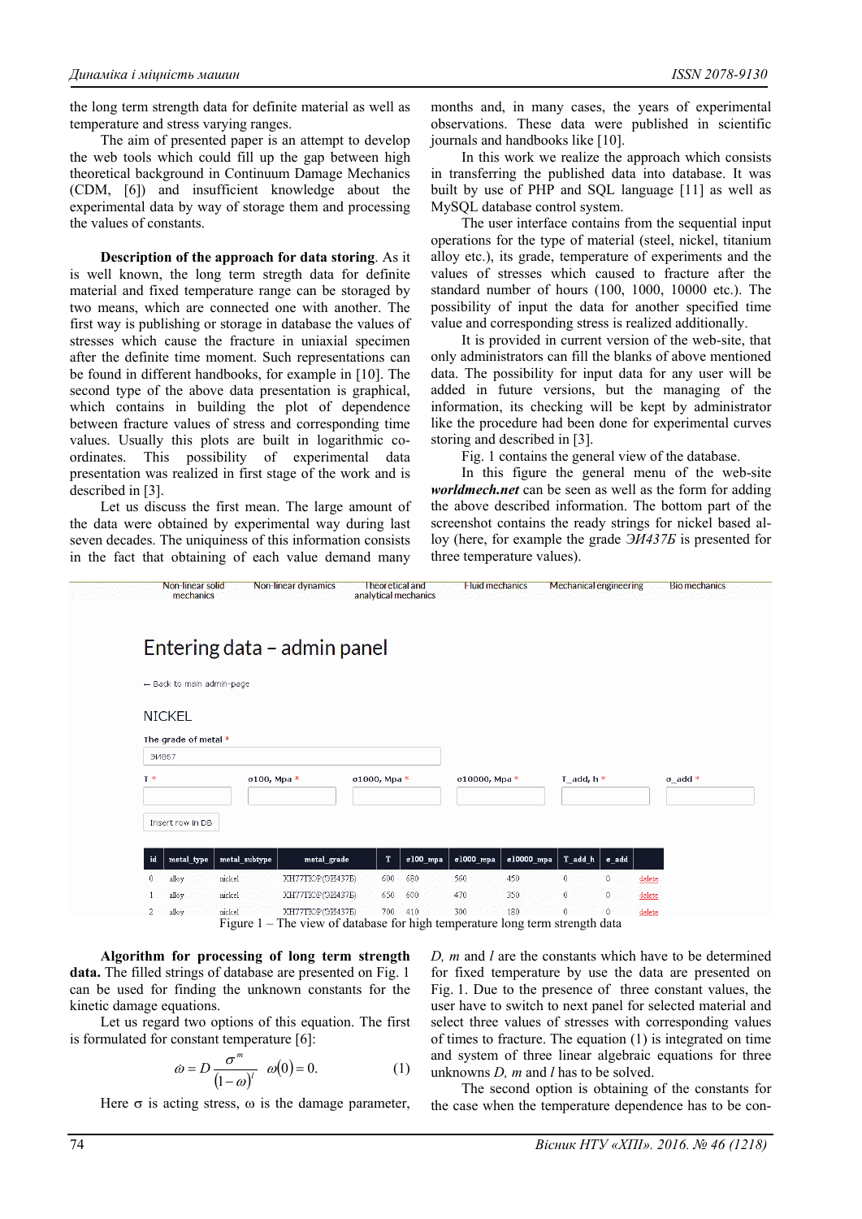the long term strength data for definite material as well as temperature and stress varying ranges.

The aim of presented paper is an attempt to develop the web tools which could fill up the gap between high theoretical background in Continuum Damage Mechanics (CDM, [6]) and insufficient knowledge about the experimental data by way of storage them and processing the values of constants.

**Description of the approach for data storing**. As it is well known, the long term stregth data for definite material and fixed temperature range can be storaged by two means, which are connected one with another. The first way is publishing or storage in database the values of stresses which cause the fracture in uniaxial specimen after the definite time moment. Such representations can be found in different handbooks, for example in [10]. The second type of the above data presentation is graphical, which contains in building the plot of dependence between fracture values of stress and corresponding time values. Usually this plots are built in logarithmic co-ordinates. This possibility of experimental data presentation was realized in first stage of the work and is described in [3].

Let us discuss the first mean. The large amount of the data were obtained by experimental way during last seven decades. The uniquiness of this information consists in the fact that obtaining of each value demand many months and, in many cases, the years of experimental observations. These data were published in scientific journals and handbooks like [10].

In this work we realize the approach which consists in transferring the published data into database. It was built by use of PHP and SQL language [11] as well as MySQL database control system.

The user interface contains from the sequential input operations for the type of material (steel, nickel, titanium alloy etc.), its grade, temperature of experiments and the values of stresses which caused to fracture after the standard number of hours (100, 1000, 10000 etc.). The possibility of input the data for another specified time value and corresponding stress is realized additionally.

It is provided in current version of the web-site, that only administrators can fill the blanks of above mentioned data. The possibility for input data for any user will be added in future versions, but the managing of the information, its checking will be kept by administrator like the procedure had been done for experimental curves storing and described in [3].

Fig. 1 contains the general view of the database.

In this figure the general menu of the web-site ***worldmech.net*** can be seen as well as the form for adding the above described information. The bottom part of the screenshot contains the ready strings for nickel based alloy (here, for example the grade *ЭИ437Б* is presented for three temperature values).

Non-linear solid mechanics | Non-linear dynamics | Theoretical and analytical mechanics | Fluid mechanics | Mechanical engineering | Bio mechanics

Entering data – admin panel

← Back to main admin-page

NICKEL

The grade of metal * [ЭИ867]

T * | σ100, Mpa * | σ1000, Mpa * | σ10000, Mpa * | T_add, h * | σ_add *

Insert row in DB

| id | metal_type | metal_subtype | metal_grade | T | σ100_mpa | σ1000_mpa | σ10000_mpa | T_add_h | σ_add | |
|---|---|---|---|---|---|---|---|---|---|---|
| 0 | alloy | nickel | ХН77ТЮР(ЭИ437Б) | 600 | 680 | 560 | 450 | 0 | 0 | delete |
| 1 | alloy | nickel | ХН77ТЮР(ЭИ437Б) | 650 | 600 | 470 | 350 | 0 | 0 | delete |
| 2 | alloy | nickel | ХН77ТЮР(ЭИ437Б) | 700 | 410 | 300 | 180 | 0 | 0 | delete |

Figure 1 – The view of database for high temperature long term strength data

**Algorithm for processing of long term strength data.** The filled strings of database are presented on Fig. 1 can be used for finding the unknown constants for the kinetic damage equations.

Let us regard two options of this equation. The first is formulated for constant temperature [6]:

$$\dot{\omega} = D\frac{\sigma^m}{(1-\omega)^l} \quad \omega(0) = 0. \qquad (1)$$

Here σ is acting stress, ω is the damage parameter, *D*, *m* and *l* are the constants which have to be determined for fixed temperature by use the data are presented on Fig. 1. Due to the presence of three constant values, the user have to switch to next panel for selected material and select three values of stresses with corresponding values of times to fracture. The equation (1) is integrated on time and system of three linear algebraic equations for three unknowns *D*, *m* and *l* has to be solved.

The second option is obtaining of the constants for the case when the temperature dependence has to be con-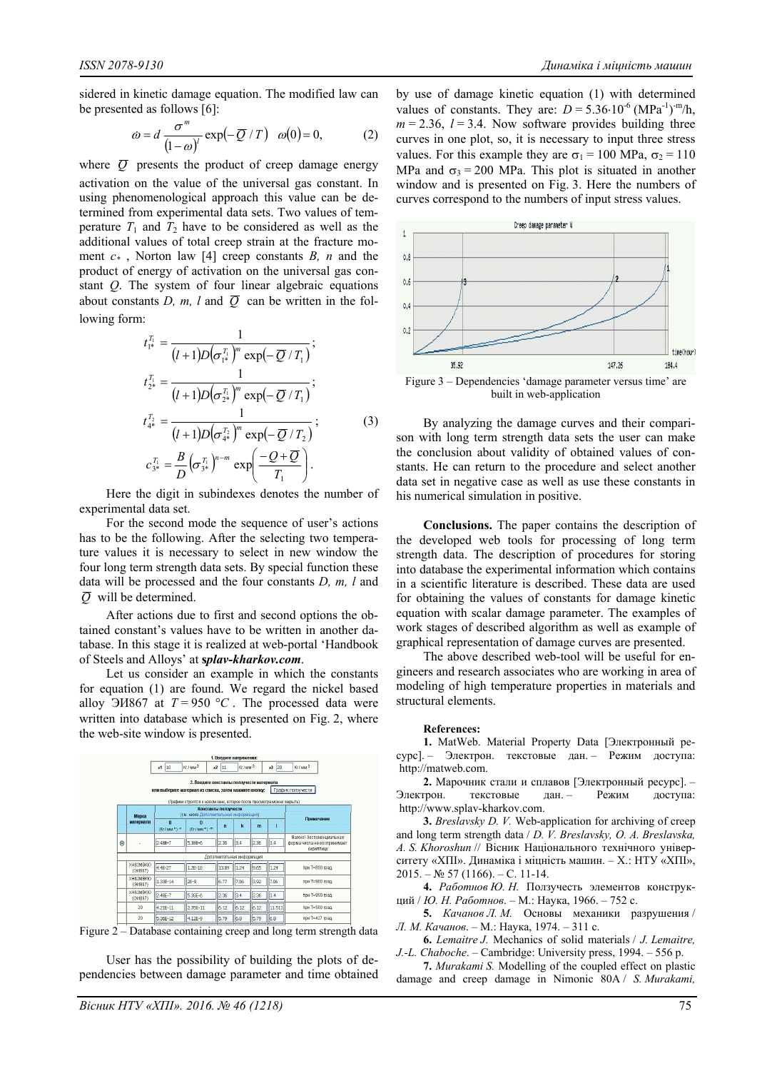sidered in kinetic damage equation. The modified law can be presented as follows [6]:

$$\dot{\omega} = d\,\frac{\sigma^m}{(1-\omega)^l}\exp\left(-\overline{Q}/T\right) \quad \omega(0)=0, \tag{2}$$

where $\overline{Q}$ presents the product of creep damage energy activation on the value of the universal gas constant. In using phenomenological approach this value can be determined from experimental data sets. Two values of temperature $T_1$ and $T_2$ have to be considered as well as the additional values of total creep strain at the fracture moment $c_*$, Norton law [4] creep constants $B$, $n$ and the product of energy of activation on the universal gas constant $Q$. The system of four linear algebraic equations about constants $D$, $m$, $l$ and $\overline{Q}$ can be written in the following form:

$$\begin{aligned}
t_{1*}^{T_1} &= \frac{1}{(l+1)D\left(\sigma_{1*}^{T_1}\right)^m \exp\left(-\overline{Q}/T_1\right)};\\
t_{2*}^{T_1} &= \frac{1}{(l+1)D\left(\sigma_{2*}^{T_1}\right)^m \exp\left(-\overline{Q}/T_1\right)};\\
t_{4*}^{T_2} &= \frac{1}{(l+1)D\left(\sigma_{4*}^{T_2}\right)^m \exp\left(-\overline{Q}/T_2\right)};\\
c_{3*}^{T_1} &= \frac{B}{D}\left(\sigma_{3*}^{T_1}\right)^{n-m}\exp\left(\frac{-Q+\overline{Q}}{T_1}\right).
\end{aligned} \tag{3}$$

Here the digit in subindexes denotes the number of experimental data set.

For the second mode the sequence of user's actions has to be the following. After the selecting two temperature values it is necessary to select in new window the four long term strength data sets. By special function these data will be processed and the four constants $D$, $m$, $l$ and $\overline{Q}$ will be determined.

After actions due to first and second options the obtained constant's values have to be written in another database. In this stage it is realized at web-portal 'Handbook of Steels and Alloys' at ***splav-kharkov.com***.

Let us consider an example in which the constants for equation (1) are found. We regard the nickel based alloy ЭИ867 at $T = 950\ °C$. The processed data were written into database which is presented on Fig. 2, where the web-site window is presented.

Figure 2 – Database containing creep and long term strength data

User has the possibility of building the plots of dependencies between damage parameter and time obtained by use of damage kinetic equation (1) with determined values of constants. They are: $D = 5.36{\cdot}10^{-6}$ (MPa$^{-1}$)$^{-m}$/h, $m = 2.36$, $l = 3.4$. Now software provides building three curves in one plot, so, it is necessary to input three stress values. For this example they are $\sigma_1 = 100$ MPa, $\sigma_2 = 110$ MPa and $\sigma_3 = 200$ MPa. This plot is situated in another window and is presented on Fig. 3. Here the numbers of curves correspond to the numbers of input stress values.

Figure 3 – Dependencies 'damage parameter versus time' are built in web-application

By analyzing the damage curves and their comparison with long term strength data sets the user can make the conclusion about validity of obtained values of constants. He can return to the procedure and select another data set in negative case as well as use these constants in his numerical simulation in positive.

**Conclusions.** The paper contains the description of the developed web tools for processing of long term strength data. The description of procedures for storing into database the experimental information which contains in a scientific literature is described. These data are used for obtaining the values of constants for damage kinetic equation with scalar damage parameter. The examples of work stages of described algorithm as well as example of graphical representation of damage curves are presented.

The above described web-tool will be useful for engineers and research associates who are working in area of modeling of high temperature properties in materials and structural elements.

**References:**

**1.** MatWeb. Material Property Data [Электронный ресурс]. – Электрон. текстовые дан. – Режим доступа: http://matweb.com.

**2.** Марочник стали и сплавов [Электронный ресурс]. – Электрон. текстовые дан. – Режим доступа: http://www.splav-kharkov.com.

**3.** *Breslavsky D. V.* Web-application for archiving of creep and long term strength data / *D. V. Breslavsky, O. A. Breslavska, A. S. Khoroshun* // Вісник Національного технічного університету «ХПІ». Динаміка і міцність машин. – Х.: НТУ «ХПІ», 2015. – № 57 (1166). – С. 11-14.

**4.** *Работнов Ю. Н.* Ползучесть элементов конструкций / *Ю. Н. Работнов*. – М.: Наука, 1966. – 752 с.

**5.** *Качанов Л. М.* Основы механики разрушения / *Л. М. Качанов*. – М.: Наука, 1974. – 311 с.

**6.** *Lemaitre J.* Mechanics of solid materials / *J. Lemaitre, J.-L. Chaboche*. – Cambridge: University press, 1994. – 556 p.

**7.** *Murakami S.* Modelling of the coupled effect on plastic damage and creep damage in Nimonic 80A / *S. Murakami,*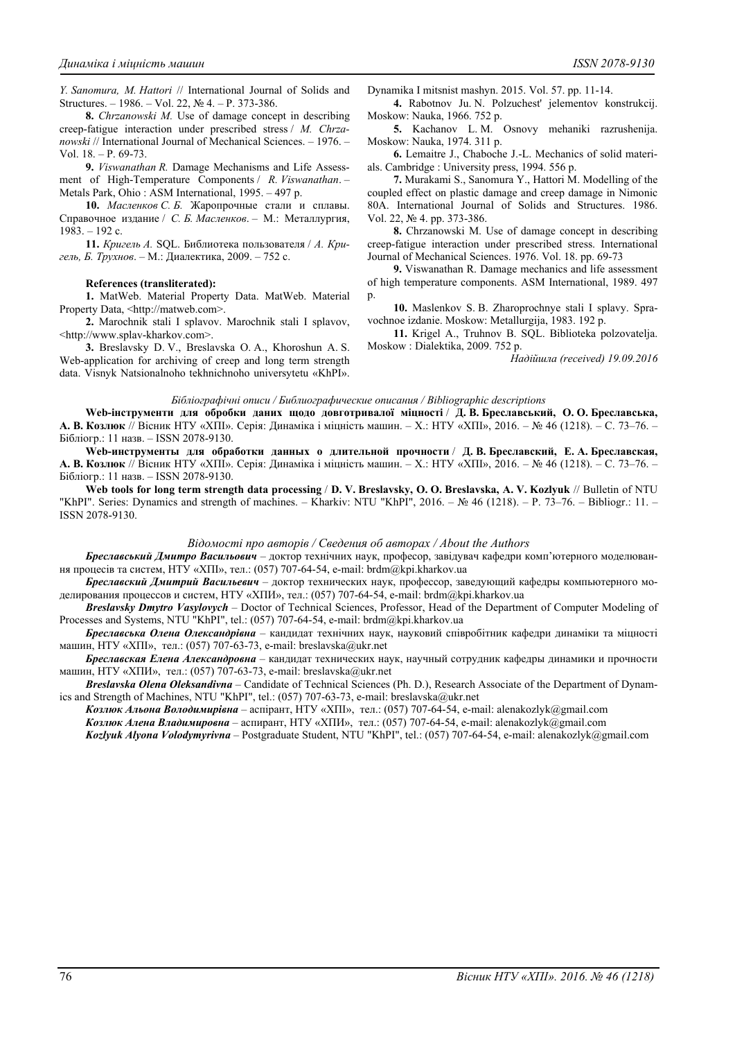*Y. Sanomura, M. Hattori* // International Journal of Solids and Structures. – 1986. – Vol. 22, № 4. – P. 373-386.

**8.** *Chrzanowski M.* Use of damage concept in describing creep-fatigue interaction under prescribed stress / *M. Chrzanowski* // International Journal of Mechanical Sciences. – 1976. – Vol. 18. – P. 69-73.

**9.** *Viswanathan R.* Damage Mechanisms and Life Assessment of High-Temperature Components / *R. Viswanathan*. – Metals Park, Ohio : ASM International, 1995. – 497 p.

**10.** *Масленков С. Б.* Жаропрочные стали и сплавы. Справочное издание / *С. Б. Масленков*. – М.: Металлургия, 1983. – 192 с.

**11.** *Кригель А.* SQL. Библиотека пользователя / *А. Кригель, Б. Трухнов*. – М.: Диалектика, 2009. – 752 с.

**References (transliterated):**

**1.** MatWeb. Material Property Data. MatWeb. Material Property Data, <http://matweb.com>.

**2.** Marochnik stali I splavov. Marochnik stali I splavov, <http://www.splav-kharkov.com>.

**3.** Breslavsky D. V., Breslavska O. A., Khoroshun A. S. Web-application for archiving of creep and long term strength data. Visnyk Natsionalnoho tekhnichnoho universytetu «KhPI». Dynamika I mitsnist mashyn. 2015. Vol. 57. pp. 11-14.

**4.** Rabotnov Ju. N. Polzuchest' jelementov konstrukcij. Moskow: Nauka, 1966. 752 p.

**5.** Kachanov L. M. Osnovy mehaniki razrushenija. Moskow: Nauka, 1974. 311 p.

**6.** Lemaitre J., Chaboche J.-L. Mechanics of solid materials. Cambridge : University press, 1994. 556 p.

**7.** Murakami S., Sanomura Y., Hattori M. Modelling of the coupled effect on plastic damage and creep damage in Nimonic 80A. International Journal of Solids and Structures. 1986. Vol. 22, № 4. pp. 373-386.

**8.** Chrzanowski M. Use of damage concept in describing creep-fatigue interaction under prescribed stress. International Journal of Mechanical Sciences. 1976. Vol. 18. pp. 69-73

**9.** Viswanathan R. Damage mechanics and life assessment of high temperature components. ASM International, 1989. 497 p.

**10.** Maslenkov S. B. Zharoprochnye stali I splavy. Spravochnoe izdanie. Moskow: Metallurgija, 1983. 192 p.

**11.** Krigel A., Truhnov B. SQL. Biblioteka polzovatelja. Moskow : Dialektika, 2009. 752 p.

*Надійшла (received) 19.09.2016*

*Бібліографічні описи / Библиографические описания / Bibliographic descriptions*

**Web-інструменти для обробки даних щодо довготривалої міцності** / **Д. В. Бреславський, О. О. Бреславська, А. В. Козлюк** // Вісник НТУ «ХПІ». Серія: Динаміка і міцність машин. – Х.: НТУ «ХПІ», 2016. – № 46 (1218). – С. 73–76. – Бібліогр.: 11 назв. – ISSN 2078-9130.

**Web-инструменты для обработки данных о длительной прочности** / **Д. В. Бреславский, Е. А. Бреславская, А. В. Козлюк** // Вісник НТУ «ХПІ». Серія: Динаміка і міцність машин. – Х.: НТУ «ХПІ», 2016. – № 46 (1218). – С. 73–76. – Бібліогр.: 11 назв. – ISSN 2078-9130.

**Web tools for long term strength data processing** / **D. V. Breslavsky, O. O. Breslavska, A. V. Kozlyuk** // Bulletin of NTU "KhPI". Series: Dynamics and strength of machines. – Kharkiv: NTU "KhPI", 2016. – № 46 (1218). – P. 73–76. – Bibliogr.: 11. – ISSN 2078-9130.

*Відомості про авторів / Сведения об авторах / About the Authors*

***Бреславський Дмитро Васильович*** – доктор технічних наук, професор, завідувач кафедри комп'ютерного моделювання процесів та систем, НТУ «ХПІ», тел.: (057) 707-64-54, e-mail: brdm@kpi.kharkov.ua

***Бреславский Дмитрий Васильевич*** – доктор технических наук, профессор, заведующий кафедры компьютерного моделирования процессов и систем, НТУ «ХПИ», тел.: (057) 707-64-54, e-mail: brdm@kpi.kharkov.ua

***Breslavsky Dmytro Vasylovych*** – Doctor of Technical Sciences, Professor, Head of the Department of Computer Modeling of Processes and Systems, NTU "KhPI", tel.: (057) 707-64-54, e-mail: brdm@kpi.kharkov.ua

***Бреславська Олена Олександрівна*** – кандидат технічних наук, науковий співробітник кафедри динаміки та міцності машин, НТУ «ХПІ», тел.: (057) 707-63-73, e-mail: breslavska@ukr.net

***Бреславская Елена Александровна*** – кандидат технических наук, научный сотрудник кафедры динамики и прочности машин, НТУ «ХПИ», тел.: (057) 707-63-73, e-mail: breslavska@ukr.net

***Breslavska Olena Oleksandivna*** – Candidate of Technical Sciences (Ph. D.), Research Associate of the Department of Dynamics and Strength of Machines, NTU "KhPI", tel.: (057) 707-63-73, e-mail: breslavska@ukr.net

***Козлюк Альона Володимирівна*** – аспірант, НТУ «ХПІ», тел.: (057) 707-64-54, e-mail: alenakozlyk@gmail.com

***Козлюк Алена Владимировна*** – аспирант, НТУ «ХПИ», тел.: (057) 707-64-54, e-mail: alenakozlyk@gmail.com

***Kozlyuk Alyona Volodymyrivna*** – Postgraduate Student, NTU "KhPI", tel.: (057) 707-64-54, e-mail: alenakozlyk@gmail.com